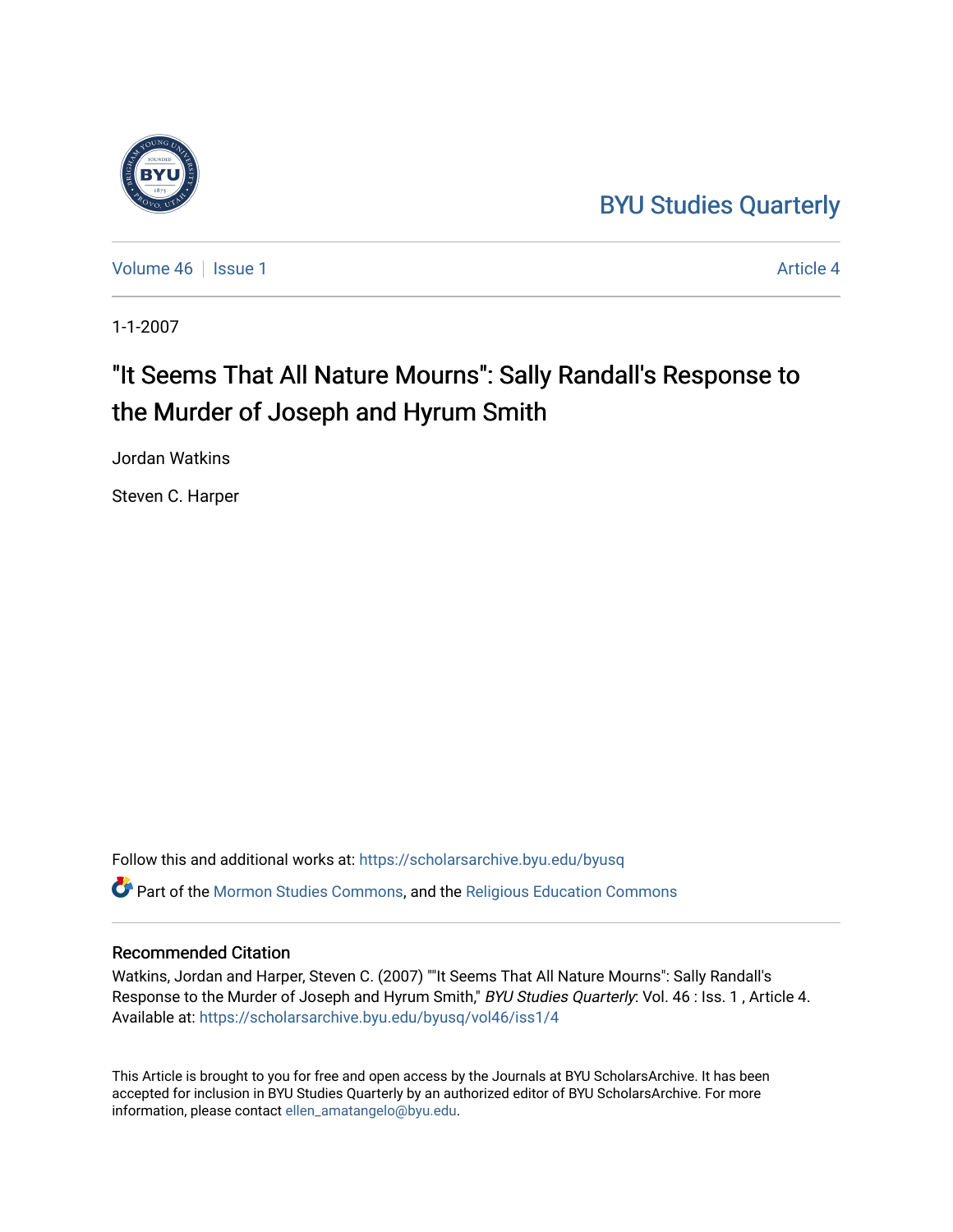BYU Studies Quarterly

Volume 46 | Issue 1 | Article 4

1-1-2007

# "It Seems That All Nature Mourns": Sally Randall's Response to the Murder of Joseph and Hyrum Smith

Jordan Watkins

Steven C. Harper

Follow this and additional works at: https://scholarsarchive.byu.edu/byusq

Part of the Mormon Studies Commons, and the Religious Education Commons

## Recommended Citation

Watkins, Jordan and Harper, Steven C. (2007) ""It Seems That All Nature Mourns": Sally Randall's Response to the Murder of Joseph and Hyrum Smith," *BYU Studies Quarterly*: Vol. 46 : Iss. 1 , Article 4. Available at: https://scholarsarchive.byu.edu/byusq/vol46/iss1/4

This Article is brought to you for free and open access by the Journals at BYU ScholarsArchive. It has been accepted for inclusion in BYU Studies Quarterly by an authorized editor of BYU ScholarsArchive. For more information, please contact ellen_amatangelo@byu.edu.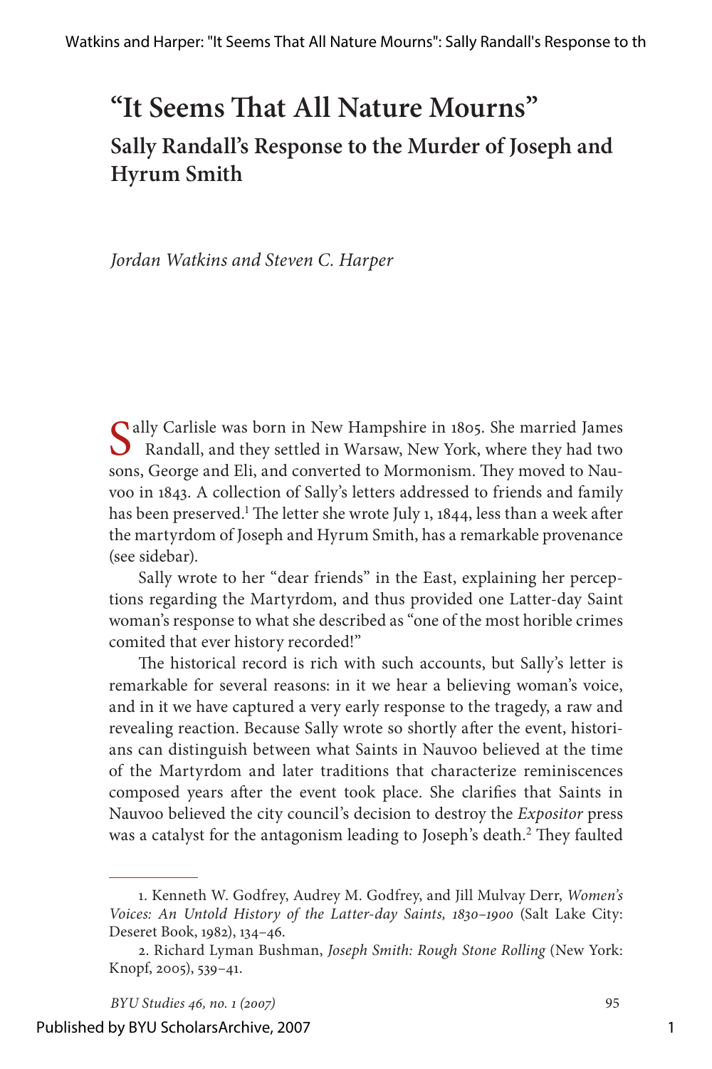# "It Seems That All Nature Mourns"

## Sally Randall's Response to the Murder of Joseph and Hyrum Smith

*Jordan Watkins and Steven C. Harper*

Sally Carlisle was born in New Hampshire in 1805. She married James Randall, and they settled in Warsaw, New York, where they had two sons, George and Eli, and converted to Mormonism. They moved to Nauvoo in 1843. A collection of Sally's letters addressed to friends and family has been preserved.[1] The letter she wrote July 1, 1844, less than a week after the martyrdom of Joseph and Hyrum Smith, has a remarkable provenance (see sidebar).

Sally wrote to her "dear friends" in the East, explaining her perceptions regarding the Martyrdom, and thus provided one Latter-day Saint woman's response to what she described as "one of the most horible crimes comited that ever history recorded!"

The historical record is rich with such accounts, but Sally's letter is remarkable for several reasons: in it we hear a believing woman's voice, and in it we have captured a very early response to the tragedy, a raw and revealing reaction. Because Sally wrote so shortly after the event, historians can distinguish between what Saints in Nauvoo believed at the time of the Martyrdom and later traditions that characterize reminiscences composed years after the event took place. She clarifies that Saints in Nauvoo believed the city council's decision to destroy the *Expositor* press was a catalyst for the antagonism leading to Joseph's death.[2] They faulted

---

1. Kenneth W. Godfrey, Audrey M. Godfrey, and Jill Mulvay Derr, *Women's Voices: An Untold History of the Latter-day Saints, 1830–1900* (Salt Lake City: Deseret Book, 1982), 134–46.

2. Richard Lyman Bushman, *Joseph Smith: Rough Stone Rolling* (New York: Knopf, 2005), 539–41.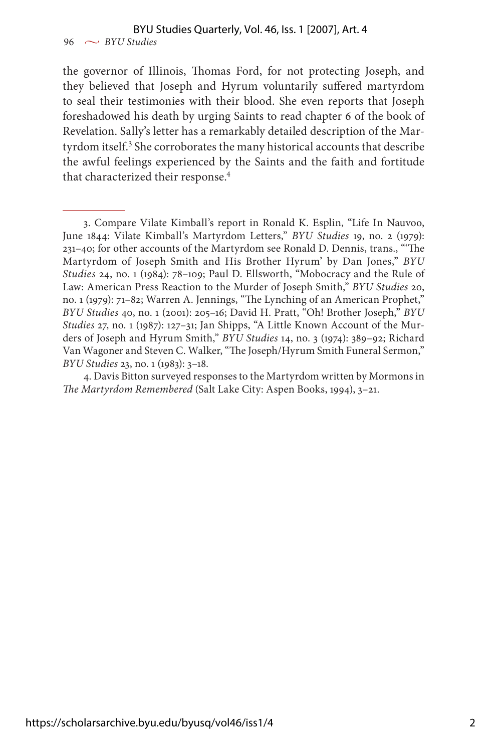the governor of Illinois, Thomas Ford, for not protecting Joseph, and they believed that Joseph and Hyrum voluntarily suffered martyrdom to seal their testimonies with their blood. She even reports that Joseph foreshadowed his death by urging Saints to read chapter 6 of the book of Revelation. Sally's letter has a remarkably detailed description of the Martyrdom itself.[3] She corroborates the many historical accounts that describe the awful feelings experienced by the Saints and the faith and fortitude that characterized their response.[4]

---

3. Compare Vilate Kimball's report in Ronald K. Esplin, "Life In Nauvoo, June 1844: Vilate Kimball's Martyrdom Letters," *BYU Studies* 19, no. 2 (1979): 231–40; for other accounts of the Martyrdom see Ronald D. Dennis, trans., "'The Martyrdom of Joseph Smith and His Brother Hyrum' by Dan Jones," *BYU Studies* 24, no. 1 (1984): 78–109; Paul D. Ellsworth, "Mobocracy and the Rule of Law: American Press Reaction to the Murder of Joseph Smith," *BYU Studies* 20, no. 1 (1979): 71–82; Warren A. Jennings, "The Lynching of an American Prophet," *BYU Studies* 40, no. 1 (2001): 205–16; David H. Pratt, "Oh! Brother Joseph," *BYU Studies* 27, no. 1 (1987): 127–31; Jan Shipps, "A Little Known Account of the Murders of Joseph and Hyrum Smith," *BYU Studies* 14, no. 3 (1974): 389–92; Richard Van Wagoner and Steven C. Walker, "The Joseph/Hyrum Smith Funeral Sermon," *BYU Studies* 23, no. 1 (1983): 3–18.

4. Davis Bitton surveyed responses to the Martyrdom written by Mormons in *The Martyrdom Remembered* (Salt Lake City: Aspen Books, 1994), 3–21.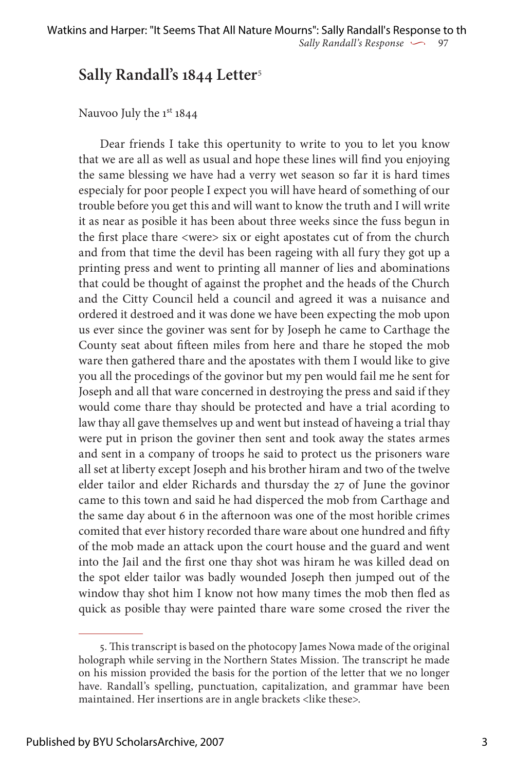## Sally Randall's 1844 Letter[5]

Nauvoo July the 1st 1844

Dear friends I take this opertunity to write to you to let you know that we are all as well as usual and hope these lines will find you enjoying the same blessing we have had a verry wet season so far it is hard times especialy for poor people I expect you will have heard of something of our trouble before you get this and will want to know the truth and I will write it as near as posible it has been about three weeks since the fuss begun in the first place thare <were> six or eight apostates cut of from the church and from that time the devil has been rageing with all fury they got up a printing press and went to printing all manner of lies and abominations that could be thought of against the prophet and the heads of the Church and the Citty Council held a council and agreed it was a nuisance and ordered it destroed and it was done we have been expecting the mob upon us ever since the goviner was sent for by Joseph he came to Carthage the County seat about fifteen miles from here and thare he stoped the mob ware then gathered thare and the apostates with them I would like to give you all the procedings of the govinor but my pen would fail me he sent for Joseph and all that ware concerned in destroying the press and said if they would come thare thay should be protected and have a trial acording to law thay all gave themselves up and went but instead of haveing a trial thay were put in prison the goviner then sent and took away the states armes and sent in a company of troops he said to protect us the prisoners ware all set at liberty except Joseph and his brother hiram and two of the twelve elder tailor and elder Richards and thursday the 27 of June the govinor came to this town and said he had disperced the mob from Carthage and the same day about 6 in the afternoon was one of the most horible crimes comited that ever history recorded thare ware about one hundred and fifty of the mob made an attack upon the court house and the guard and went into the Jail and the first one thay shot was hiram he was killed dead on the spot elder tailor was badly wounded Joseph then jumped out of the window thay shot him I know not how many times the mob then fled as quick as posible thay were painted thare ware some crosed the river the

---

5. This transcript is based on the photocopy James Nowa made of the original holograph while serving in the Northern States Mission. The transcript he made on his mission provided the basis for the portion of the letter that we no longer have. Randall's spelling, punctuation, capitalization, and grammar have been maintained. Her insertions are in angle brackets <like these>.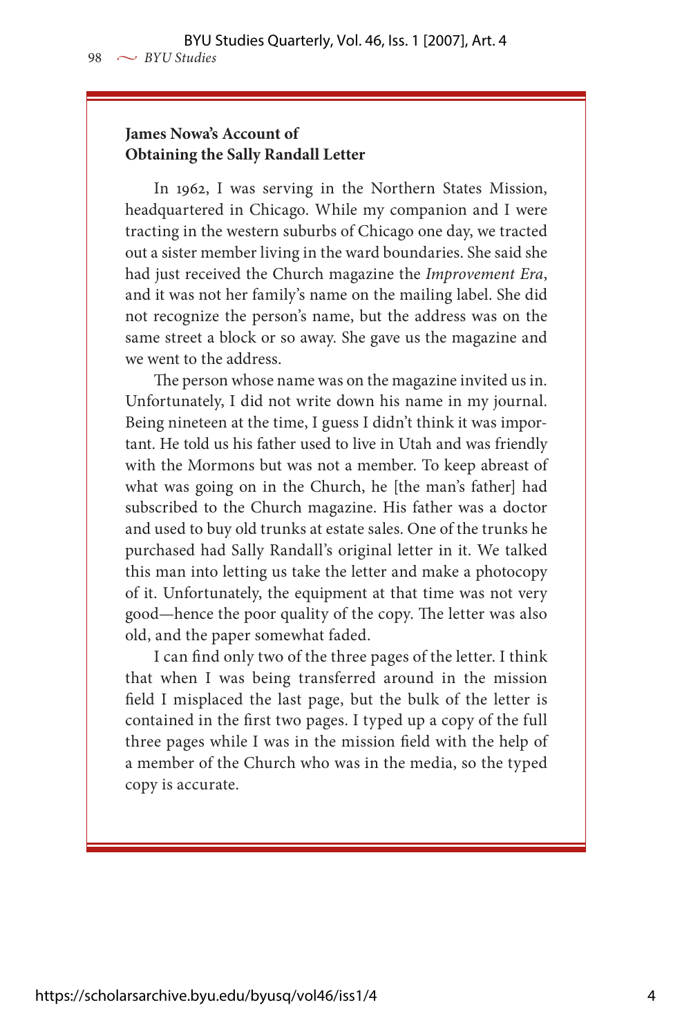### James Nowa's Account of Obtaining the Sally Randall Letter

In 1962, I was serving in the Northern States Mission, headquartered in Chicago. While my companion and I were tracting in the western suburbs of Chicago one day, we tracted out a sister member living in the ward boundaries. She said she had just received the Church magazine the *Improvement Era*, and it was not her family's name on the mailing label. She did not recognize the person's name, but the address was on the same street a block or so away. She gave us the magazine and we went to the address.

The person whose name was on the magazine invited us in. Unfortunately, I did not write down his name in my journal. Being nineteen at the time, I guess I didn't think it was important. He told us his father used to live in Utah and was friendly with the Mormons but was not a member. To keep abreast of what was going on in the Church, he [the man's father] had subscribed to the Church magazine. His father was a doctor and used to buy old trunks at estate sales. One of the trunks he purchased had Sally Randall's original letter in it. We talked this man into letting us take the letter and make a photocopy of it. Unfortunately, the equipment at that time was not very good—hence the poor quality of the copy. The letter was also old, and the paper somewhat faded.

I can find only two of the three pages of the letter. I think that when I was being transferred around in the mission field I misplaced the last page, but the bulk of the letter is contained in the first two pages. I typed up a copy of the full three pages while I was in the mission field with the help of a member of the Church who was in the media, so the typed copy is accurate.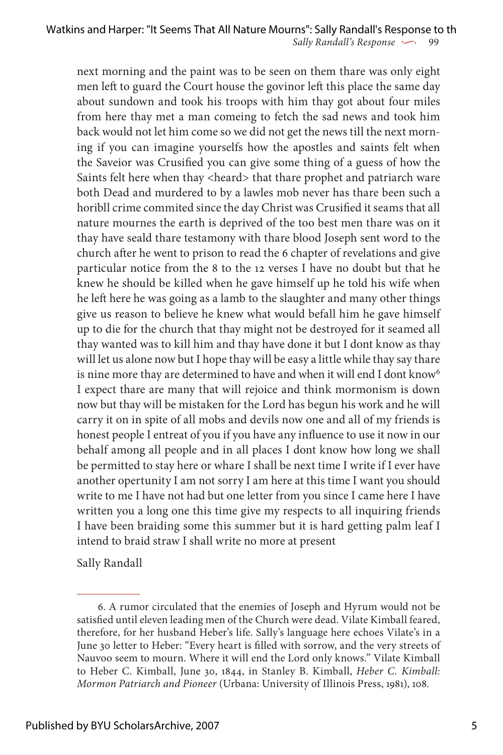next morning and the paint was to be seen on them thare was only eight men left to guard the Court house the govinor left this place the same day about sundown and took his troops with him thay got about four miles from here thay met a man comeing to fetch the sad news and took him back would not let him come so we did not get the news till the next morning if you can imagine yourselfs how the apostles and saints felt when the Saveior was Crusified you can give some thing of a guess of how the Saints felt here when thay <heard> that thare prophet and patriarch ware both Dead and murdered to by a lawles mob never has thare been such a horibll crime commited since the day Christ was Crusified it seams that all nature mournes the earth is deprived of the too best men thare was on it thay have seald thare testamony with thare blood Joseph sent word to the church after he went to prison to read the 6 chapter of revelations and give particular notice from the 8 to the 12 verses I have no doubt but that he knew he should be killed when he gave himself up he told his wife when he left here he was going as a lamb to the slaughter and many other things give us reason to believe he knew what would befall him he gave himself up to die for the church that thay might not be destroyed for it seamed all thay wanted was to kill him and thay have done it but I dont know as thay will let us alone now but I hope thay will be easy a little while thay say thare is nine more thay are determined to have and when it will end I dont know[6] I expect thare are many that will rejoice and think mormonism is down now but thay will be mistaken for the Lord has begun his work and he will carry it on in spite of all mobs and devils now one and all of my friends is honest people I entreat of you if you have any influence to use it now in our behalf among all people and in all places I dont know how long we shall be permitted to stay here or whare I shall be next time I write if I ever have another opertunity I am not sorry I am here at this time I want you should write to me I have not had but one letter from you since I came here I have written you a long one this time give my respects to all inquiring friends I have been braiding some this summer but it is hard getting palm leaf I intend to braid straw I shall write no more at present

Sally Randall

---

6. A rumor circulated that the enemies of Joseph and Hyrum would not be satisfied until eleven leading men of the Church were dead. Vilate Kimball feared, therefore, for her husband Heber's life. Sally's language here echoes Vilate's in a June 30 letter to Heber: "Every heart is filled with sorrow, and the very streets of Nauvoo seem to mourn. Where it will end the Lord only knows." Vilate Kimball to Heber C. Kimball, June 30, 1844, in Stanley B. Kimball, *Heber C. Kimball: Mormon Patriarch and Pioneer* (Urbana: University of Illinois Press, 1981), 108.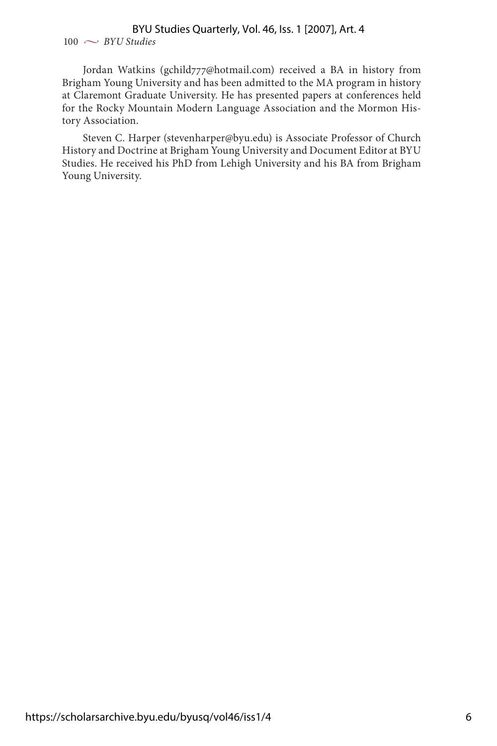Jordan Watkins (gchild777@hotmail.com) received a BA in history from Brigham Young University and has been admitted to the MA program in history at Claremont Graduate University. He has presented papers at conferences held for the Rocky Mountain Modern Language Association and the Mormon History Association.

Steven C. Harper (stevenharper@byu.edu) is Associate Professor of Church History and Doctrine at Brigham Young University and Document Editor at BYU Studies. He received his PhD from Lehigh University and his BA from Brigham Young University.